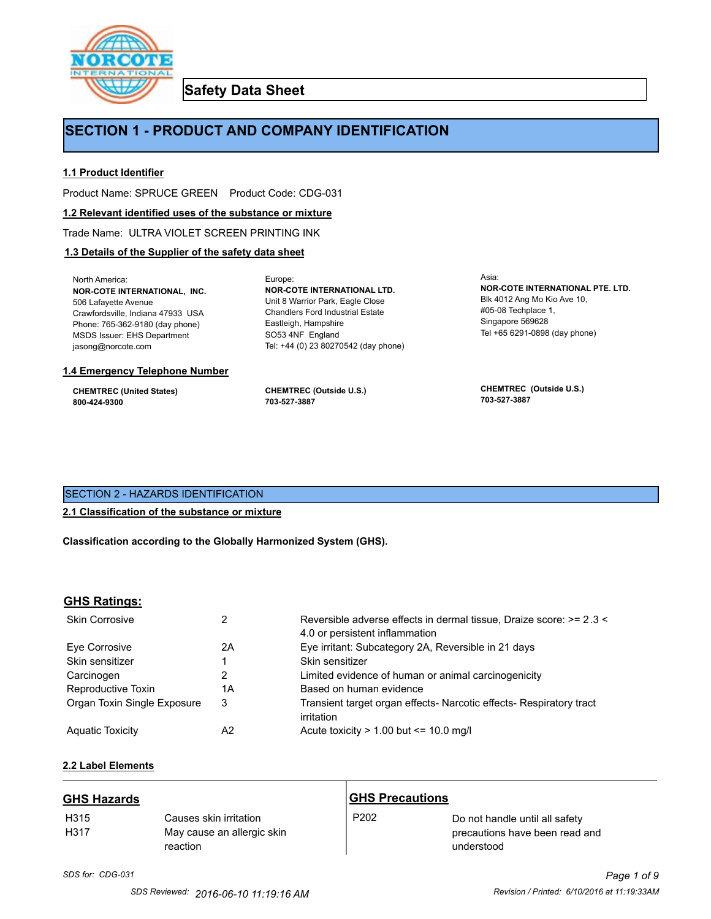# Safety Data Sheet

## SECTION 1 - PRODUCT AND COMPANY IDENTIFICATION

### 1.1 Product Identifier

Product Name: SPRUCE GREEN   Product Code: CDG-031

### 1.2 Relevant identified uses of the substance or mixture

Trade Name: ULTRA VIOLET SCREEN PRINTING INK

### 1.3 Details of the Supplier of the safety data sheet

North America:
**NOR-COTE INTERNATIONAL, INC.**
506 Lafayette Avenue
Crawfordsville, Indiana 47933 USA
Phone: 765-362-9180 (day phone)
MSDS Issuer: EHS Department
jasong@norcote.com

Europe:
**NOR-COTE INTERNATIONAL LTD.**
Unit 8 Warrior Park, Eagle Close
Chandlers Ford Industrial Estate
Eastleigh, Hampshire
SO53 4NF England
Tel: +44 (0) 23 80270542 (day phone)

Asia:
**NOR-COTE INTERNATIONAL PTE. LTD.**
Blk 4012 Ang Mo Kio Ave 10,
#05-08 Techplace 1,
Singapore 569628
Tel +65 6291-0898 (day phone)

### 1.4 Emergency Telephone Number

**CHEMTREC (United States)**
**800-424-9300**

**CHEMTREC (Outside U.S.)**
**703-527-3887**

**CHEMTREC (Outside U.S.)**
**703-527-3887**

## SECTION 2 - HAZARDS IDENTIFICATION

### 2.1 Classification of the substance or mixture

**Classification according to the Globally Harmonized System (GHS).**

### GHS Ratings:

| | | |
|---|---|---|
| Skin Corrosive | 2 | Reversible adverse effects in dermal tissue, Draize score: >= 2.3 < 4.0 or persistent inflammation |
| Eye Corrosive | 2A | Eye irritant: Subcategory 2A, Reversible in 21 days |
| Skin sensitizer | 1 | Skin sensitizer |
| Carcinogen | 2 | Limited evidence of human or animal carcinogenicity |
| Reproductive Toxin | 1A | Based on human evidence |
| Organ Toxin Single Exposure | 3 | Transient target organ effects- Narcotic effects- Respiratory tract irritation |
| Aquatic Toxicity | A2 | Acute toxicity > 1.00 but <= 10.0 mg/l |

### 2.2 Label Elements

**GHS Hazards**

| | |
|---|---|
| H315 | Causes skin irritation |
| H317 | May cause an allergic skin reaction |

**GHS Precautions**

| | |
|---|---|
| P202 | Do not handle until all safety precautions have been read and understood |

*SDS for: CDG-031*

SDS Reviewed: 2016-06-10 11:19:16 AM

Revision / Printed: 6/10/2016 at 11:19:33AM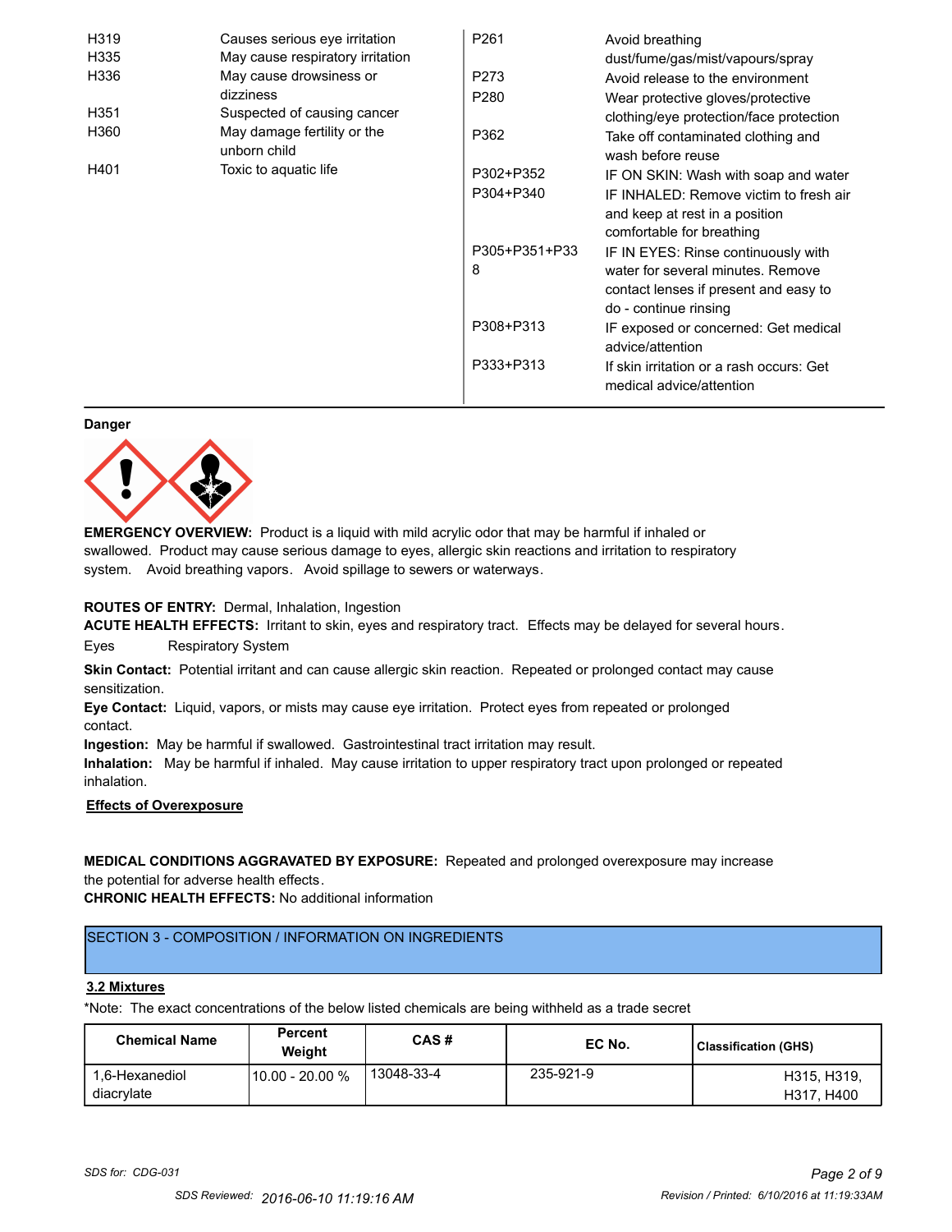| | | | |
|---|---|---|---|
| H319 | Causes serious eye irritation | P261 | Avoid breathing dust/fume/gas/mist/vapours/spray |
| H335 | May cause respiratory irritation | P273 | Avoid release to the environment |
| H336 | May cause drowsiness or dizziness | P280 | Wear protective gloves/protective clothing/eye protection/face protection |
| H351 | Suspected of causing cancer | P362 | Take off contaminated clothing and wash before reuse |
| H360 | May damage fertility or the unborn child | P302+P352 | IF ON SKIN: Wash with soap and water |
| H401 | Toxic to aquatic life | P304+P340 | IF INHALED: Remove victim to fresh air and keep at rest in a position comfortable for breathing |
| | | P305+P351+P338 | IF IN EYES: Rinse continuously with water for several minutes. Remove contact lenses if present and easy to do - continue rinsing |
| | | P308+P313 | IF exposed or concerned: Get medical advice/attention |
| | | P333+P313 | If skin irritation or a rash occurs: Get medical advice/attention |

**Danger**

**EMERGENCY OVERVIEW:** Product is a liquid with mild acrylic odor that may be harmful if inhaled or swallowed. Product may cause serious damage to eyes, allergic skin reactions and irritation to respiratory system. Avoid breathing vapors. Avoid spillage to sewers or waterways.

**ROUTES OF ENTRY:** Dermal, Inhalation, Ingestion

**ACUTE HEALTH EFFECTS:** Irritant to skin, eyes and respiratory tract. Effects may be delayed for several hours.

Eyes    Respiratory System

**Skin Contact:** Potential irritant and can cause allergic skin reaction. Repeated or prolonged contact may cause sensitization.

**Eye Contact:** Liquid, vapors, or mists may cause eye irritation. Protect eyes from repeated or prolonged contact.

**Ingestion:** May be harmful if swallowed. Gastrointestinal tract irritation may result.

**Inhalation:** May be harmful if inhaled. May cause irritation to upper respiratory tract upon prolonged or repeated inhalation.

**Effects of Overexposure**

**MEDICAL CONDITIONS AGGRAVATED BY EXPOSURE:** Repeated and prolonged overexposure may increase the potential for adverse health effects.

**CHRONIC HEALTH EFFECTS:** No additional information

## SECTION 3 - COMPOSITION / INFORMATION ON INGREDIENTS

### 3.2 Mixtures

*Note: The exact concentrations of the below listed chemicals are being withheld as a trade secret

| Chemical Name | Percent Weight | CAS # | EC No. | Classification (GHS) |
|---|---|---|---|---|
| 1,6-Hexanediol diacrylate | 10.00 - 20.00 % | 13048-33-4 | 235-921-9 | H315, H319, H317, H400 |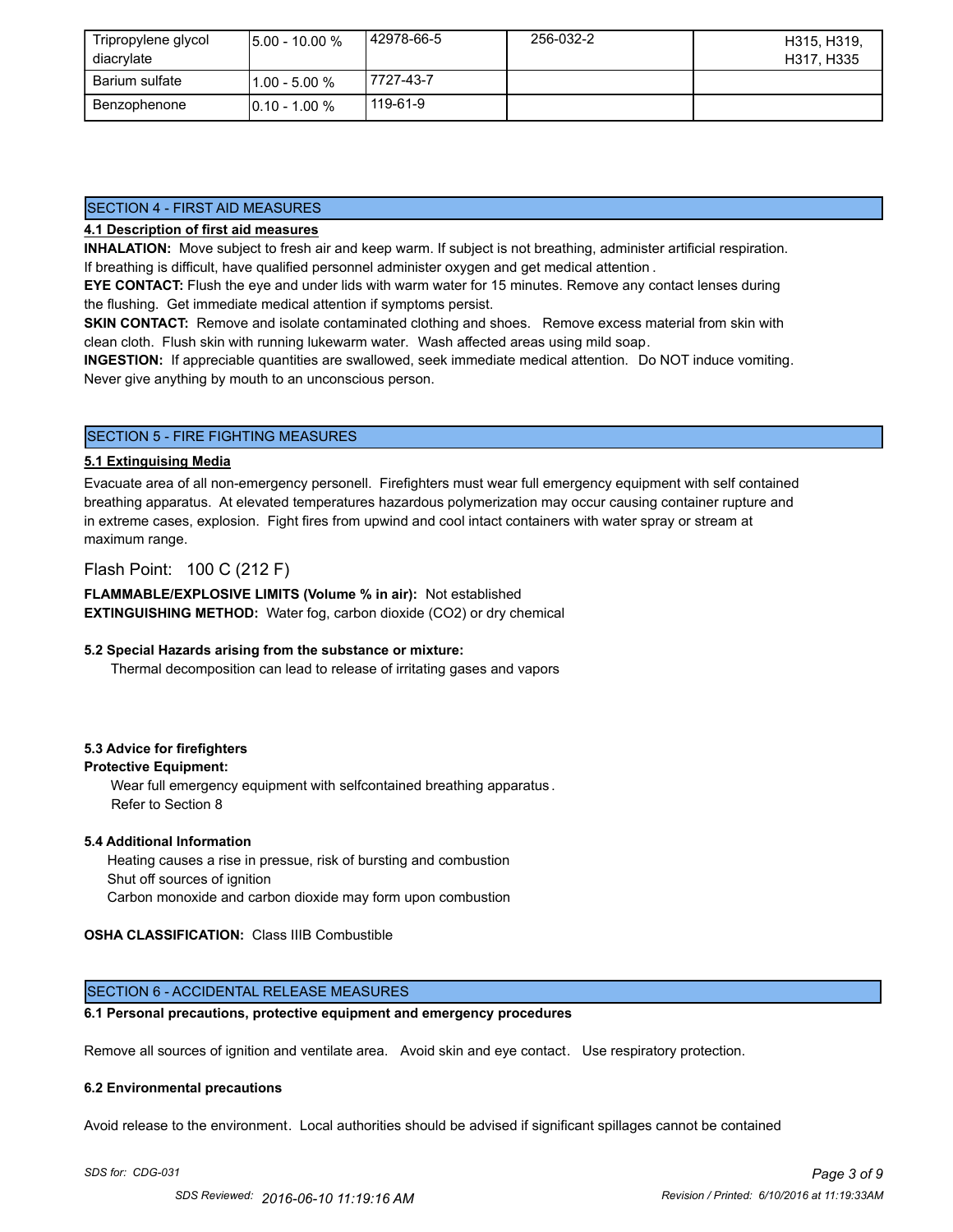| Tripropylene glycol diacrylate | 5.00 - 10.00 % | 42978-66-5 | 256-032-2 | H315, H319, H317, H335 |
|---|---|---|---|---|
| Barium sulfate | 1.00 - 5.00 % | 7727-43-7 | | |
| Benzophenone | 0.10 - 1.00 % | 119-61-9 | | |

## SECTION 4 - FIRST AID MEASURES

**4.1 Description of first aid measures**

**INHALATION:** Move subject to fresh air and keep warm. If subject is not breathing, administer artificial respiration. If breathing is difficult, have qualified personnel administer oxygen and get medical attention.

**EYE CONTACT:** Flush the eye and under lids with warm water for 15 minutes. Remove any contact lenses during the flushing. Get immediate medical attention if symptoms persist.

**SKIN CONTACT:** Remove and isolate contaminated clothing and shoes. Remove excess material from skin with clean cloth. Flush skin with running lukewarm water. Wash affected areas using mild soap.

**INGESTION:** If appreciable quantities are swallowed, seek immediate medical attention. Do NOT induce vomiting. Never give anything by mouth to an unconscious person.

## SECTION 5 - FIRE FIGHTING MEASURES

**5.1 Extinguising Media**

Evacuate area of all non-emergency personell. Firefighters must wear full emergency equipment with self contained breathing apparatus. At elevated temperatures hazardous polymerization may occur causing container rupture and in extreme cases, explosion. Fight fires from upwind and cool intact containers with water spray or stream at maximum range.

Flash Point: 100 C (212 F)

**FLAMMABLE/EXPLOSIVE LIMITS (Volume % in air):** Not established

**EXTINGUISHING METHOD:** Water fog, carbon dioxide ($CO_2$) or dry chemical

**5.2 Special Hazards arising from the substance or mixture:**

Thermal decomposition can lead to release of irritating gases and vapors

**5.3 Advice for firefighters**

**Protective Equipment:**

Wear full emergency equipment with selfcontained breathing apparatus.
Refer to Section 8

**5.4 Additional Information**

Heating causes a rise in pressue, risk of bursting and combustion
Shut off sources of ignition
Carbon monoxide and carbon dioxide may form upon combustion

**OSHA CLASSIFICATION:** Class IIIB Combustible

## SECTION 6 - ACCIDENTAL RELEASE MEASURES

**6.1 Personal precautions, protective equipment and emergency procedures**

Remove all sources of ignition and ventilate area. Avoid skin and eye contact. Use respiratory protection.

**6.2 Environmental precautions**

Avoid release to the environment. Local authorities should be advised if significant spillages cannot be contained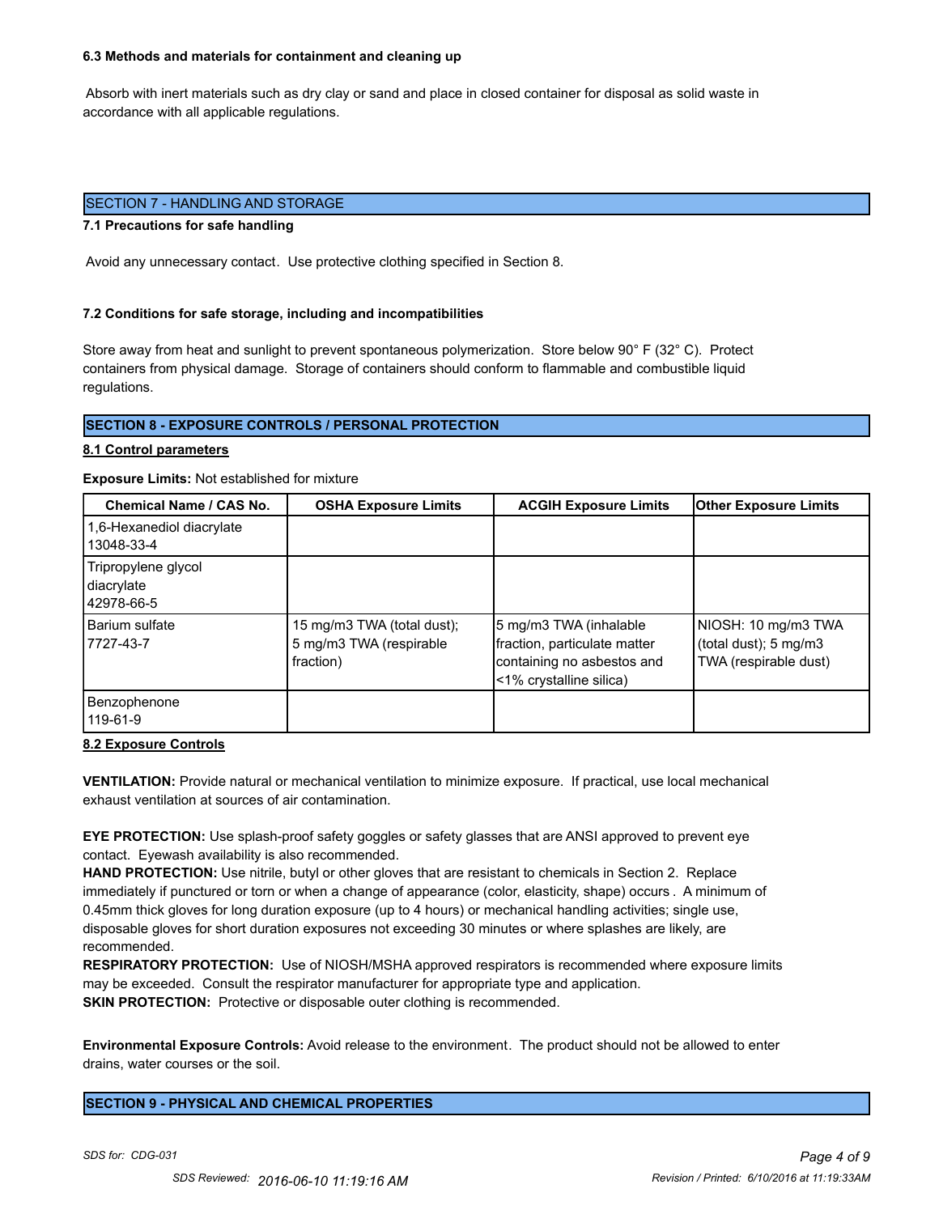#### 6.3 Methods and materials for containment and cleaning up

Absorb with inert materials such as dry clay or sand and place in closed container for disposal as solid waste in accordance with all applicable regulations.

## SECTION 7 - HANDLING AND STORAGE

#### 7.1 Precautions for safe handling

Avoid any unnecessary contact. Use protective clothing specified in Section 8.

#### 7.2 Conditions for safe storage, including and incompatibilities

Store away from heat and sunlight to prevent spontaneous polymerization. Store below 90° F (32° C). Protect containers from physical damage. Storage of containers should conform to flammable and combustible liquid regulations.

## SECTION 8 - EXPOSURE CONTROLS / PERSONAL PROTECTION

#### 8.1 Control parameters

**Exposure Limits:** Not established for mixture

| Chemical Name / CAS No. | OSHA Exposure Limits | ACGIH Exposure Limits | Other Exposure Limits |
|---|---|---|---|
| 1,6-Hexanediol diacrylate 13048-33-4 | | | |
| Tripropylene glycol diacrylate 42978-66-5 | | | |
| Barium sulfate 7727-43-7 | 15 mg/m3 TWA (total dust); 5 mg/m3 TWA (respirable fraction) | 5 mg/m3 TWA (inhalable fraction, particulate matter containing no asbestos and <1% crystalline silica) | NIOSH: 10 mg/m3 TWA (total dust); 5 mg/m3 TWA (respirable dust) |
| Benzophenone 119-61-9 | | | |

#### 8.2 Exposure Controls

**VENTILATION:** Provide natural or mechanical ventilation to minimize exposure. If practical, use local mechanical exhaust ventilation at sources of air contamination.

**EYE PROTECTION:** Use splash-proof safety goggles or safety glasses that are ANSI approved to prevent eye contact. Eyewash availability is also recommended.
**HAND PROTECTION:** Use nitrile, butyl or other gloves that are resistant to chemicals in Section 2. Replace immediately if punctured or torn or when a change of appearance (color, elasticity, shape) occurs. A minimum of 0.45mm thick gloves for long duration exposure (up to 4 hours) or mechanical handling activities; single use, disposable gloves for short duration exposures not exceeding 30 minutes or where splashes are likely, are recommended.
**RESPIRATORY PROTECTION:** Use of NIOSH/MSHA approved respirators is recommended where exposure limits may be exceeded. Consult the respirator manufacturer for appropriate type and application.
**SKIN PROTECTION:** Protective or disposable outer clothing is recommended.

**Environmental Exposure Controls:** Avoid release to the environment. The product should not be allowed to enter drains, water courses or the soil.

## SECTION 9 - PHYSICAL AND CHEMICAL PROPERTIES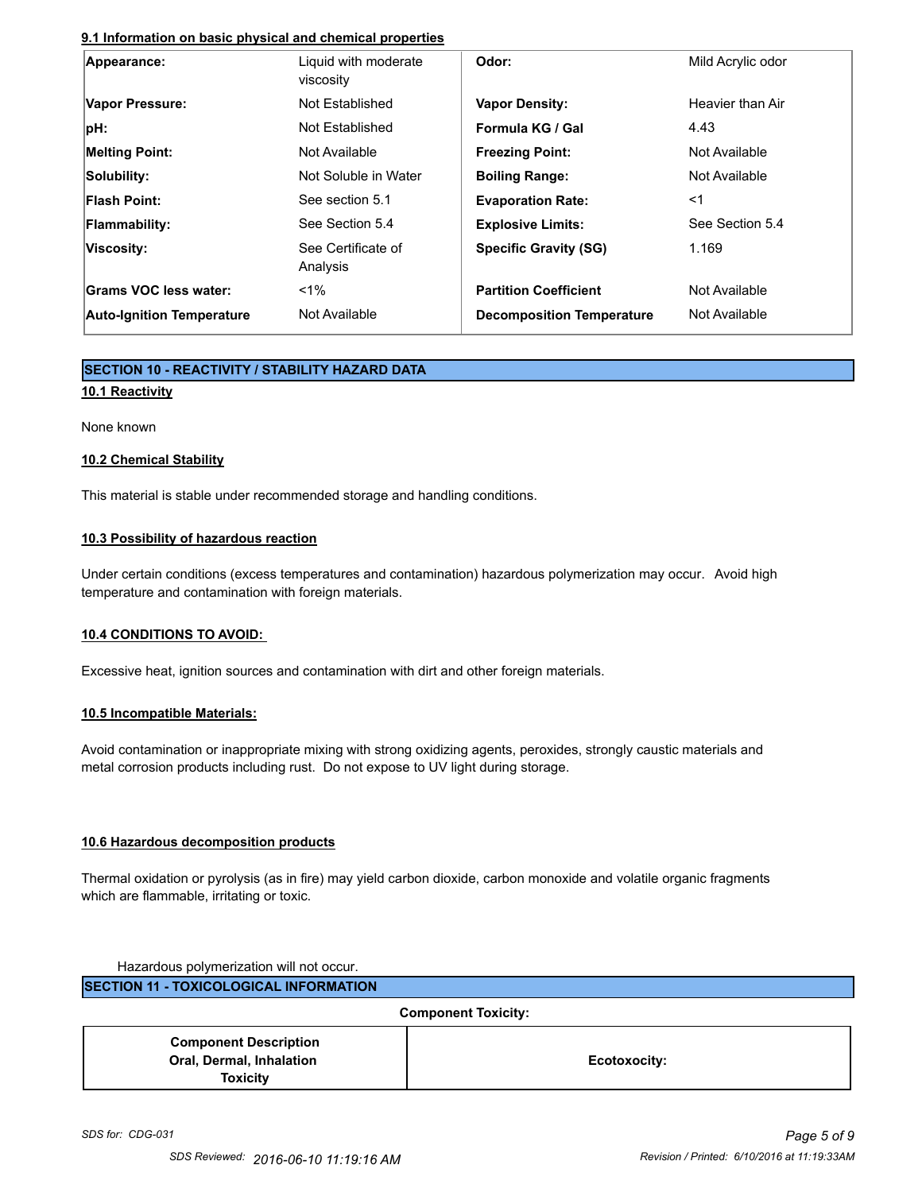#### 9.1 Information on basic physical and chemical properties

| Appearance: | Liquid with moderate viscosity | Odor: | Mild Acrylic odor |
|---|---|---|---|
| Vapor Pressure: | Not Established | Vapor Density: | Heavier than Air |
| pH: | Not Established | Formula KG / Gal | 4.43 |
| Melting Point: | Not Available | Freezing Point: | Not Available |
| Solubility: | Not Soluble in Water | Boiling Range: | Not Available |
| Flash Point: | See section 5.1 | Evaporation Rate: | <1 |
| Flammability: | See Section 5.4 | Explosive Limits: | See Section 5.4 |
| Viscosity: | See Certificate of Analysis | Specific Gravity (SG) | 1.169 |
| Grams VOC less water: | <1% | Partition Coefficient | Not Available |
| Auto-Ignition Temperature | Not Available | Decomposition Temperature | Not Available |

## SECTION 10 - REACTIVITY / STABILITY HAZARD DATA

### 10.1 Reactivity

None known

### 10.2 Chemical Stability

This material is stable under recommended storage and handling conditions.

### 10.3 Possibility of hazardous reaction

Under certain conditions (excess temperatures and contamination) hazardous polymerization may occur. Avoid high temperature and contamination with foreign materials.

### 10.4 CONDITIONS TO AVOID:

Excessive heat, ignition sources and contamination with dirt and other foreign materials.

### 10.5 Incompatible Materials:

Avoid contamination or inappropriate mixing with strong oxidizing agents, peroxides, strongly caustic materials and metal corrosion products including rust. Do not expose to UV light during storage.

### 10.6 Hazardous decomposition products

Thermal oxidation or pyrolysis (as in fire) may yield carbon dioxide, carbon monoxide and volatile organic fragments which are flammable, irritating or toxic.

Hazardous polymerization will not occur.

## SECTION 11 - TOXICOLOGICAL INFORMATION

**Component Toxicity:**

| Component Description Oral, Dermal, Inhalation Toxicity | Ecotoxocity: |
|---|---|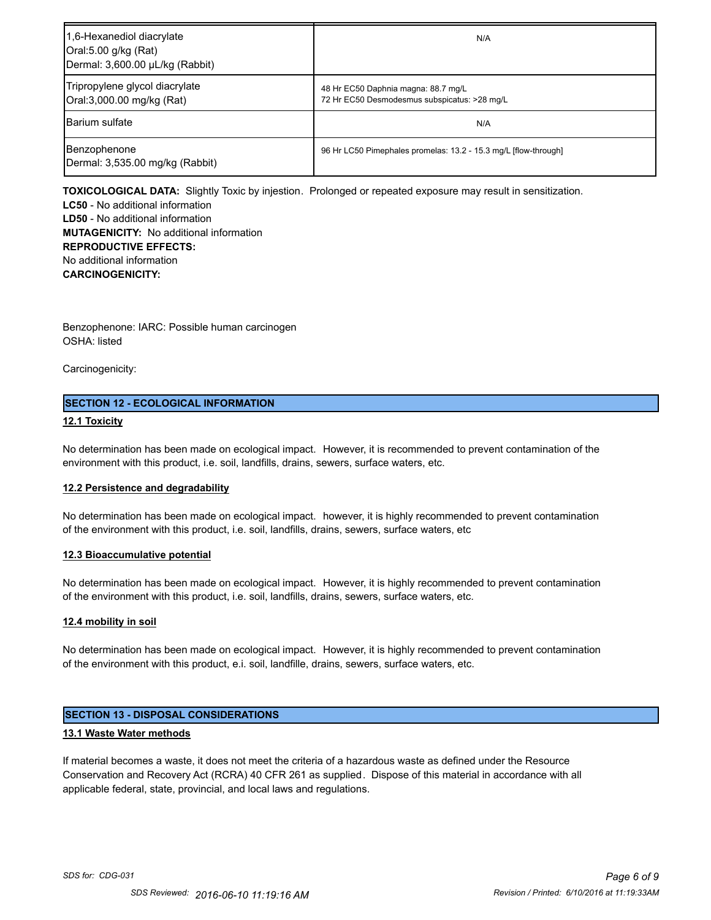| | |
|---|---|
| 1,6-Hexanediol diacrylate<br>Oral:5.00 g/kg (Rat)<br>Dermal: 3,600.00 µL/kg (Rabbit) | N/A |
| Tripropylene glycol diacrylate<br>Oral:3,000.00 mg/kg (Rat) | 48 Hr EC50 Daphnia magna: 88.7 mg/L<br>72 Hr EC50 Desmodesmus subspicatus: >28 mg/L |
| Barium sulfate | N/A |
| Benzophenone<br>Dermal: 3,535.00 mg/kg (Rabbit) | 96 Hr LC50 Pimephales promelas: 13.2 - 15.3 mg/L [flow-through] |

**TOXICOLOGICAL DATA:** Slightly Toxic by injestion. Prolonged or repeated exposure may result in sensitization.
**LC50** - No additional information
**LD50** - No additional information
**MUTAGENICITY:** No additional information
**REPRODUCTIVE EFFECTS:**
No additional information
**CARCINOGENICITY:**

Benzophenone: IARC: Possible human carcinogen
OSHA: listed

Carcinogenicity:

## SECTION 12 - ECOLOGICAL INFORMATION

### 12.1 Toxicity

No determination has been made on ecological impact. However, it is recommended to prevent contamination of the environment with this product, i.e. soil, landfills, drains, sewers, surface waters, etc.

### 12.2 Persistence and degradability

No determination has been made on ecological impact. however, it is highly recommended to prevent contamination of the environment with this product, i.e. soil, landfills, drains, sewers, surface waters, etc

### 12.3 Bioaccumulative potential

No determination has been made on ecological impact. However, it is highly recommended to prevent contamination of the environment with this product, i.e. soil, landfills, drains, sewers, surface waters, etc.

### 12.4 mobility in soil

No determination has been made on ecological impact. However, it is highly recommended to prevent contamination of the environment with this product, e.i. soil, landfille, drains, sewers, surface waters, etc.

## SECTION 13 - DISPOSAL CONSIDERATIONS

### 13.1 Waste Water methods

If material becomes a waste, it does not meet the criteria of a hazardous waste as defined under the Resource Conservation and Recovery Act (RCRA) 40 CFR 261 as supplied. Dispose of this material in accordance with all applicable federal, state, provincial, and local laws and regulations.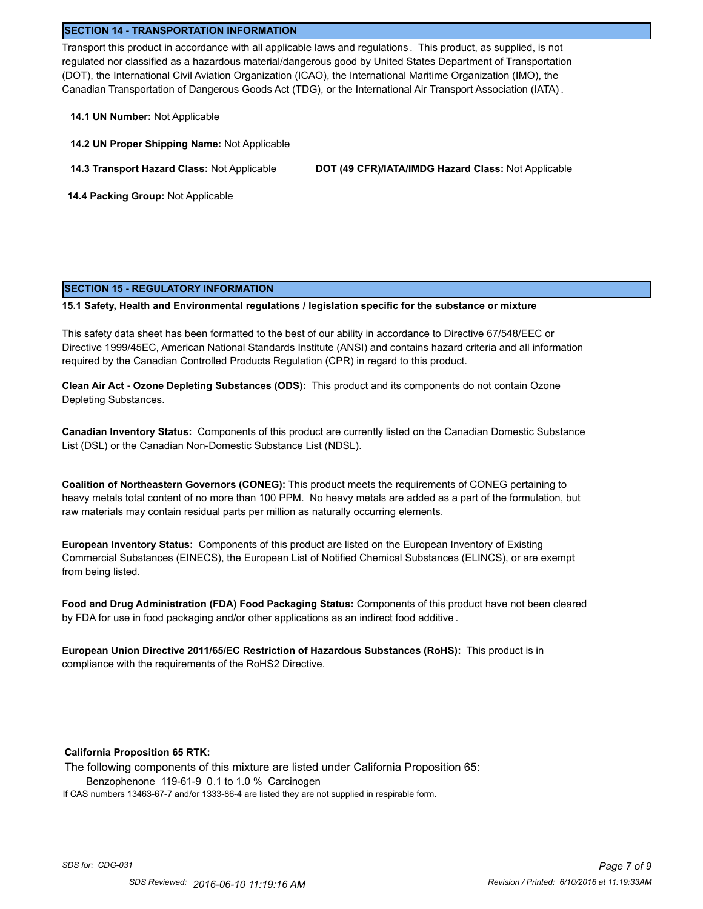## SECTION 14 - TRANSPORTATION INFORMATION

Transport this product in accordance with all applicable laws and regulations. This product, as supplied, is not regulated nor classified as a hazardous material/dangerous good by United States Department of Transportation (DOT), the International Civil Aviation Organization (ICAO), the International Maritime Organization (IMO), the Canadian Transportation of Dangerous Goods Act (TDG), or the International Air Transport Association (IATA).

**14.1 UN Number:** Not Applicable

**14.2 UN Proper Shipping Name:** Not Applicable

**14.3 Transport Hazard Class:** Not Applicable

**DOT (49 CFR)/IATA/IMDG Hazard Class:** Not Applicable

**14.4 Packing Group:** Not Applicable

## SECTION 15 - REGULATORY INFORMATION

**15.1 Safety, Health and Environmental regulations / legislation specific for the substance or mixture**

This safety data sheet has been formatted to the best of our ability in accordance to Directive 67/548/EEC or Directive 1999/45EC, American National Standards Institute (ANSI) and contains hazard criteria and all information required by the Canadian Controlled Products Regulation (CPR) in regard to this product.

**Clean Air Act - Ozone Depleting Substances (ODS):** This product and its components do not contain Ozone Depleting Substances.

**Canadian Inventory Status:** Components of this product are currently listed on the Canadian Domestic Substance List (DSL) or the Canadian Non-Domestic Substance List (NDSL).

**Coalition of Northeastern Governors (CONEG):** This product meets the requirements of CONEG pertaining to heavy metals total content of no more than 100 PPM. No heavy metals are added as a part of the formulation, but raw materials may contain residual parts per million as naturally occurring elements.

**European Inventory Status:** Components of this product are listed on the European Inventory of Existing Commercial Substances (EINECS), the European List of Notified Chemical Substances (ELINCS), or are exempt from being listed.

**Food and Drug Administration (FDA) Food Packaging Status:** Components of this product have not been cleared by FDA for use in food packaging and/or other applications as an indirect food additive.

**European Union Directive 2011/65/EC Restriction of Hazardous Substances (RoHS):** This product is in compliance with the requirements of the RoHS2 Directive.

**California Proposition 65 RTK:**

The following components of this mixture are listed under California Proposition 65:

Benzophenone 119-61-9 0.1 to 1.0 % Carcinogen

If CAS numbers 13463-67-7 and/or 1333-86-4 are listed they are not supplied in respirable form.

*SDS for: CDG-031*

SDS Reviewed: 2016-06-10 11:19:16 AM

Revision / Printed: 6/10/2016 at 11:19:33AM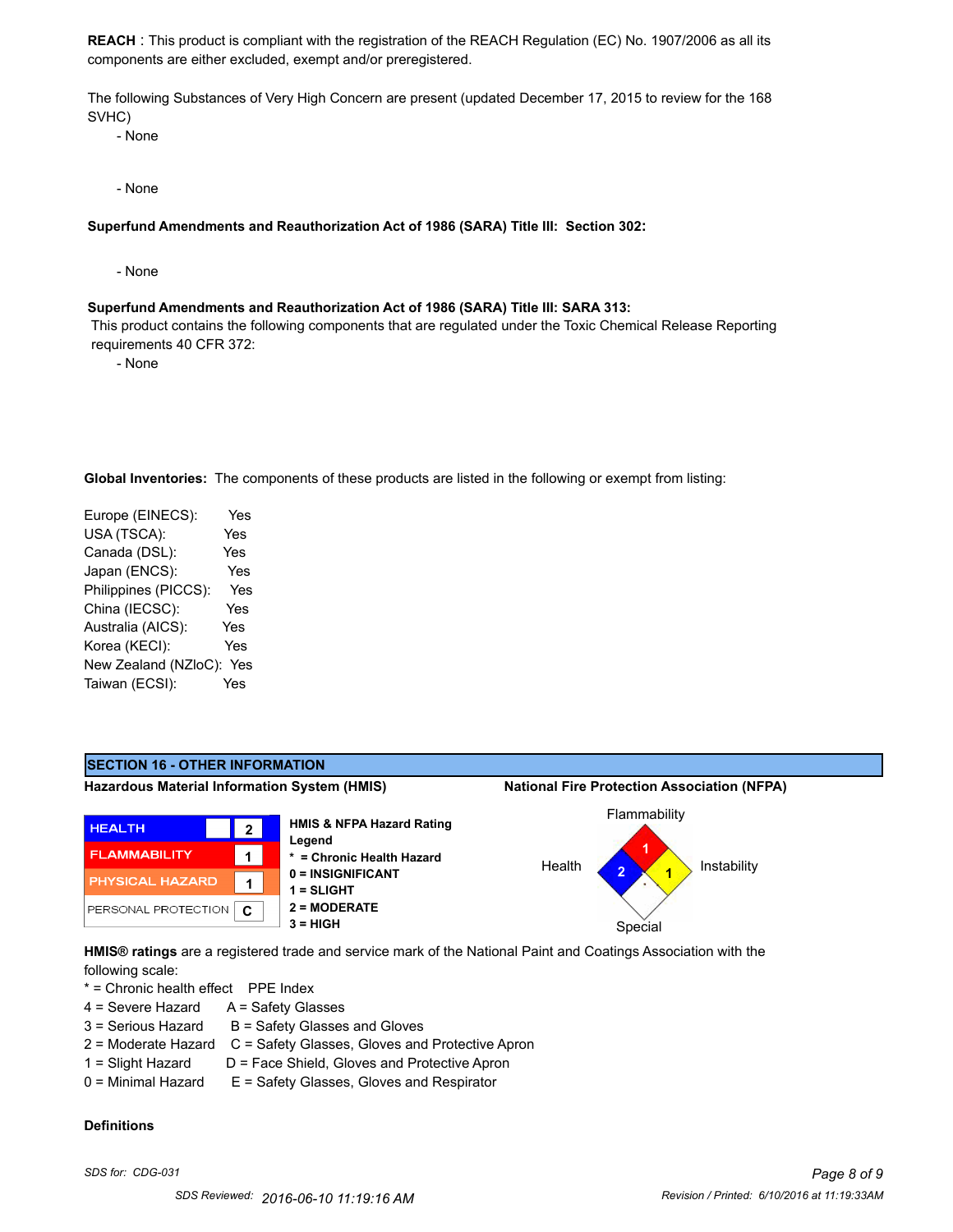**REACH** : This product is compliant with the registration of the REACH Regulation (EC) No. 1907/2006 as all its components are either excluded, exempt and/or preregistered.

The following Substances of Very High Concern are present (updated December 17, 2015 to review for the 168 SVHC)

- None

- None

**Superfund Amendments and Reauthorization Act of 1986 (SARA) Title III: Section 302:**

- None

**Superfund Amendments and Reauthorization Act of 1986 (SARA) Title III: SARA 313:**

This product contains the following components that are regulated under the Toxic Chemical Release Reporting requirements 40 CFR 372:

- None

**Global Inventories:** The components of these products are listed in the following or exempt from listing:

| | |
|---|---|
| Europe (EINECS): | Yes |
| USA (TSCA): | Yes |
| Canada (DSL): | Yes |
| Japan (ENCS): | Yes |
| Philippines (PICCS): | Yes |
| China (IECSC): | Yes |
| Australia (AICS): | Yes |
| Korea (KECI): | Yes |
| New Zealand (NZloC): | Yes |
| Taiwan (ECSI): | Yes |

## SECTION 16 - OTHER INFORMATION

**Hazardous Material Information System (HMIS)**

| | |
|---|---|
| HEALTH | 2 |
| FLAMMABILITY | 1 |
| PHYSICAL HAZARD | 1 |
| PERSONAL PROTECTION | C |

**HMIS & NFPA Hazard Rating Legend**

- **\* = Chronic Health Hazard**
- **0 = INSIGNIFICANT**
- **1 = SLIGHT**
- **2 = MODERATE**
- **3 = HIGH**

**National Fire Protection Association (NFPA)**

| | |
|---|---|
| Flammability | 1 |
| Health | 2 |
| Instability | 1 |
| Special | |

**HMIS® ratings** are a registered trade and service mark of the National Paint and Coatings Association with the following scale:

| * = Chronic health effect | PPE Index |
|---|---|
| 4 = Severe Hazard | A = Safety Glasses |
| 3 = Serious Hazard | B = Safety Glasses and Gloves |
| 2 = Moderate Hazard | C = Safety Glasses, Gloves and Protective Apron |
| 1 = Slight Hazard | D = Face Shield, Gloves and Protective Apron |
| 0 = Minimal Hazard | E = Safety Glasses, Gloves and Respirator |

**Definitions**

*SDS for: CDG-031*

*SDS Reviewed: 2016-06-10 11:19:16 AM*

*Revision / Printed: 6/10/2016 at 11:19:33AM*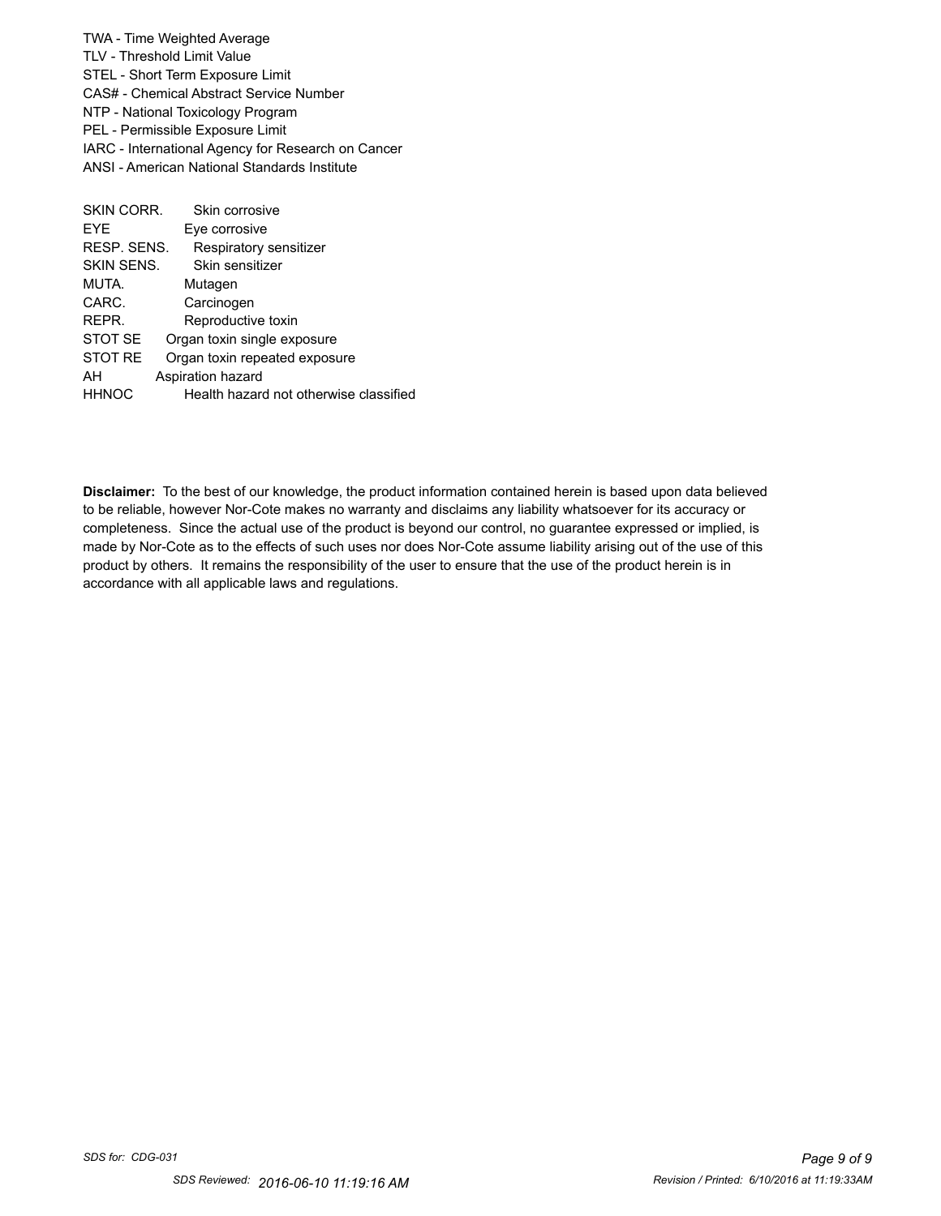TWA - Time Weighted Average
TLV - Threshold Limit Value
STEL - Short Term Exposure Limit
CAS# - Chemical Abstract Service Number
NTP - National Toxicology Program
PEL - Permissible Exposure Limit
IARC - International Agency for Research on Cancer
ANSI - American National Standards Institute

| | |
|---|---|
| SKIN CORR. | Skin corrosive |
| EYE | Eye corrosive |
| RESP. SENS. | Respiratory sensitizer |
| SKIN SENS. | Skin sensitizer |
| MUTA. | Mutagen |
| CARC. | Carcinogen |
| REPR. | Reproductive toxin |
| STOT SE | Organ toxin single exposure |
| STOT RE | Organ toxin repeated exposure |
| AH | Aspiration hazard |
| HHNOC | Health hazard not otherwise classified |

**Disclaimer:** To the best of our knowledge, the product information contained herein is based upon data believed to be reliable, however Nor-Cote makes no warranty and disclaims any liability whatsoever for its accuracy or completeness. Since the actual use of the product is beyond our control, no guarantee expressed or implied, is made by Nor-Cote as to the effects of such uses nor does Nor-Cote assume liability arising out of the use of this product by others. It remains the responsibility of the user to ensure that the use of the product herein is in accordance with all applicable laws and regulations.